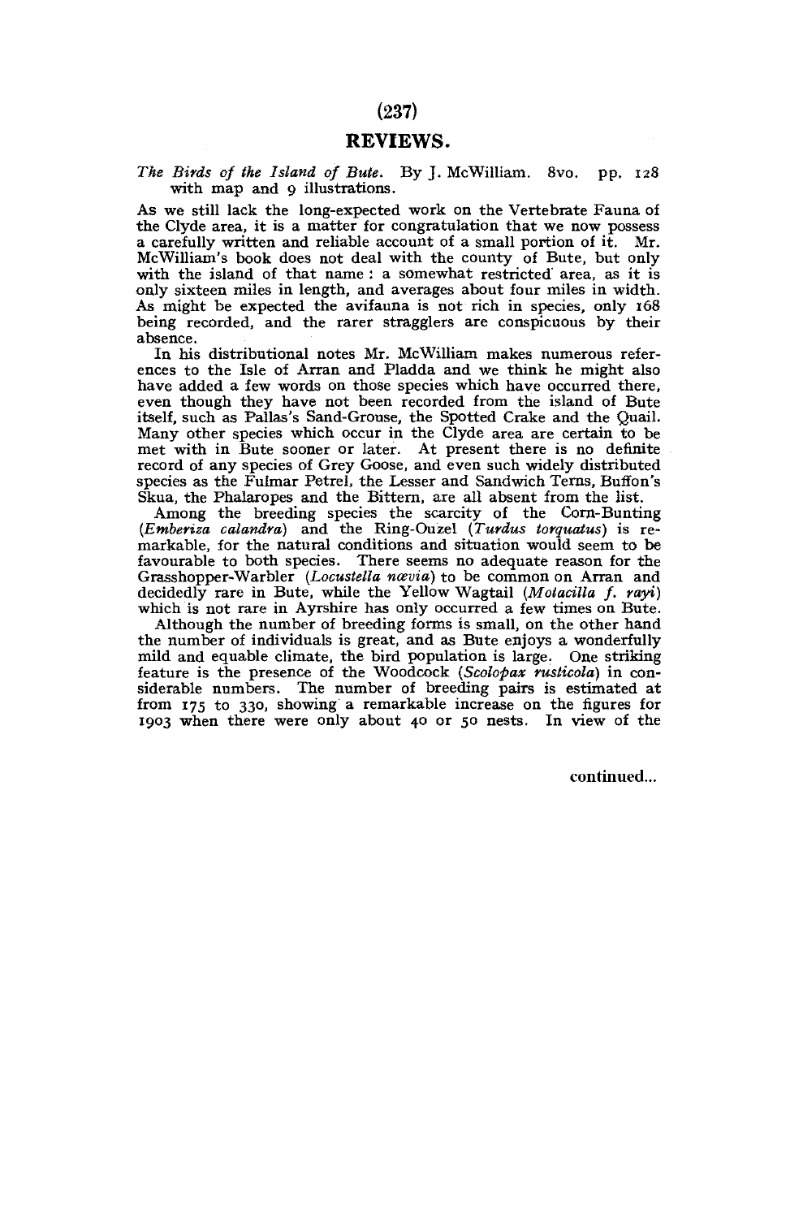# REVIEWS.

*The Birds of the Island of Bute.* By J. McWilliam. 8vo. pp. 128 with map and 9 illustrations.

As we still lack the long-expected work on the Vertebrate Fauna of the Clyde area, it is a matter for congratulation that we now possess a carefully written and reliable account of a small portion of it. Mr. McWilliam's book does not deal with the county of Bute, but only with the island of that name: a somewhat restricted area, as it is only sixteen miles in length, and averages about four miles in width. As might be expected the avifauna is not rich in species, only 168 being recorded, and the rarer stragglers are conspicuous by their absence.

In his distributional notes Mr. McWilliam makes numerous references to the Isle of Arran and Pladda and we think he might also have added a few words on those species which have occurred there, even though they have not been recorded from the island of Bute itself, such as Pallas's Sand-Grouse, the Spotted Crake and the Quail. Many other species which occur in the Clyde area are certain to be met with in Bute sooner or later. At present there is no definite record of any species of Grey Goose, and even such widely distributed species as the Fulmar Petrel, the Lesser and Sandwich Terns, Buffon's Skua, the Phalaropes and the Bittern, are all absent from the list.

Among the breeding species the scarcity of the Corn-Bunting (*Emberiza calandra*) and the Ring-Ouzel (*Turdus torquatus*) is remarkable, for the natural conditions and situation would seem to be favourable to both species. There seems no adequate reason for the Grasshopper-Warbler (*Locustella nævia*) to be common on Arran and decidedly rare in Bute, while the Yellow Wagtail (*Motacilla f. rayi*) which is not rare in Ayrshire has only occurred a few times on Bute.

Although the number of breeding forms is small, on the other hand the number of individuals is great, and as Bute enjoys a wonderfully mild and equable climate, the bird population is large. One striking feature is the presence of the Woodcock (*Scolopax rusticola*) in considerable numbers. The number of breeding pairs is estimated at from 175 to 330, showing a remarkable increase on the figures for 1903 when there were only about 40 or 50 nests. In view of the

continued...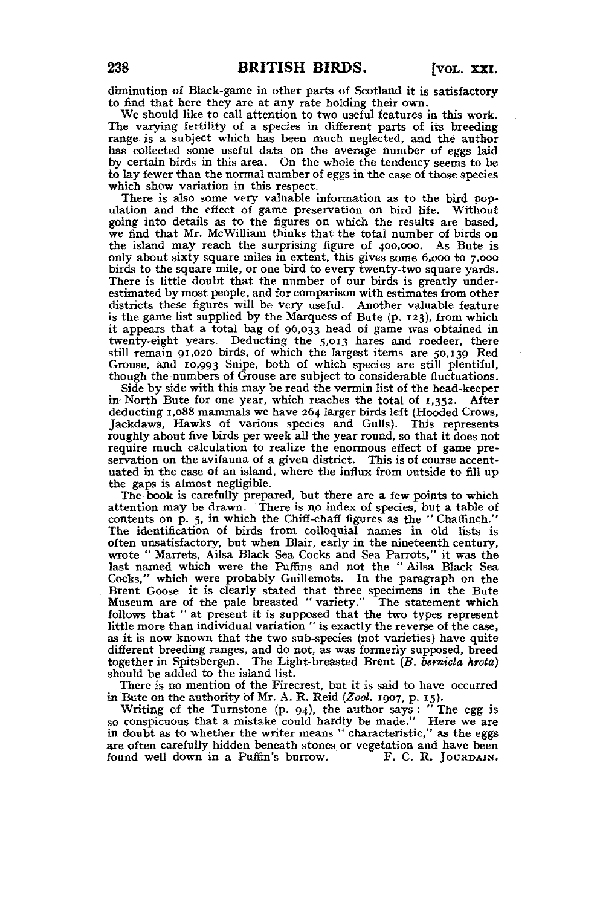diminution of Black-game in other parts of Scotland it is satisfactory to find that here they are at any rate holding their own.

We should like to call attention to two useful features in this work. The varying fertility of a species in different parts of its breeding range is a subject which has been much neglected, and the author has collected some useful data on the average number of eggs laid by certain birds in this area. On the whole the tendency seems to be to lay fewer than the normal number of eggs in the case of those species which show variation in this respect.

There is also some very valuable information as to the bird population and the effect of game preservation on bird life. Without going into details as to the figures on which the results are based, we find that Mr. McWilliam thinks that the total number of birds on the island may reach the surprising figure of 400,000. As Bute is only about sixty square miles in extent, this gives some 6,000 to 7,000 birds to the square mile, or one bird to every twenty-two square yards. There is little doubt that the number of our birds is greatly underestimated by most people, and for comparison with estimates from other districts these figures will be very useful. Another valuable feature is the game list supplied by the Marquess of Bute (p. 123), from which it appears that a total bag of 96,033 head of game was obtained in twenty-eight years. Deducting the 5,013 hares and roedeer, there still remain 91,020 birds, of which the largest items are 50,139 Red Grouse, and 10,993 Snipe, both of which species are still plentiful, though the numbers of Grouse are subject to considerable fluctuations.

Side by side with this may be read the vermin list of the head-keeper in North Bute for one year, which reaches the total of 1,352. After deducting 1,088 mammals we have 264 larger birds left (Hooded Crows, Jackdaws, Hawks of various species and Gulls). This represents roughly about five birds per week all the year round, so that it does not require much calculation to realize the enormous effect of game preservation on the avifauna of a given district. This is of course accentuated in the case of an island, where the influx from outside to fill up the gaps is almost negligible.

The book is carefully prepared, but there are a few points to which attention may be drawn. There is no index of species, but a table of contents on p. 5, in which the Chiff-chaff figures as the "Chaffinch." The identification of birds from colloquial names in old lists is often unsatisfactory, but when Blair, early in the nineteenth century, wrote "Marrets, Ailsa Black Sea Cocks and Sea Parrots," it was the last named which were the Puffins and not the "Ailsa Black Sea Cocks," which were probably Guillemots. In the paragraph on the Brent Goose it is clearly stated that three specimens in the Bute Museum are of the pale breasted "variety." The statement which follows that "at present it is supposed that the two types represent little more than individual variation" is exactly the reverse of the case, as it is now known that the two sub-species (not varieties) have quite different breeding ranges, and do not, as was formerly supposed, breed together in Spitsbergen. The Light-breasted Brent (*B. bernicla hrota*) should be added to the island list.

There is no mention of the Firecrest, but it is said to have occurred in Bute on the authority of Mr. A. R. Reid (*Zool.* 1907, p. 15).

Writing of the Turnstone (p. 94), the author says: "The egg is so conspicuous that a mistake could hardly be made." Here we are in doubt as to whether the writer means "characteristic," as the eggs are often carefully hidden beneath stones or vegetation and have been found well down in a Puffin's burrow. F. C. R. Jourdain.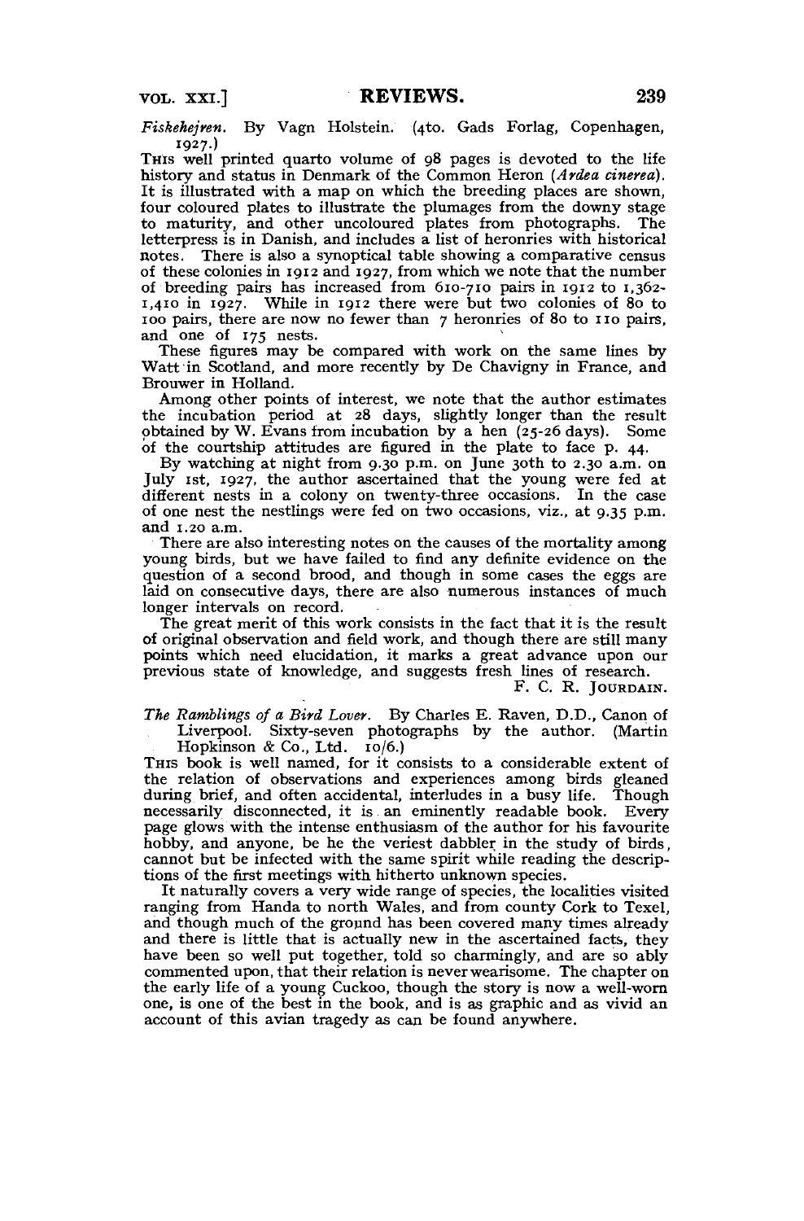*Fiskehejren.* By Vagn Holstein. (4to. Gads Forlag, Copenhagen, 1927.)

This well printed quarto volume of 98 pages is devoted to the life history and status in Denmark of the Common Heron (*Ardea cinerea*). It is illustrated with a map on which the breeding places are shown, four coloured plates to illustrate the plumages from the downy stage to maturity, and other uncoloured plates from photographs. The letterpress is in Danish, and includes a list of heronries with historical notes. There is also a synoptical table showing a comparative census of these colonies in 1912 and 1927, from which we note that the number of breeding pairs has increased from 610-710 pairs in 1912 to 1,362-1,410 in 1927. While in 1912 there were but two colonies of 80 to 100 pairs, there are now no fewer than 7 heronries of 80 to 110 pairs, and one of 175 nests.

These figures may be compared with work on the same lines by Watt in Scotland, and more recently by De Chavigny in France, and Brouwer in Holland.

Among other points of interest, we note that the author estimates the incubation period at 28 days, slightly longer than the result obtained by W. Evans from incubation by a hen (25-26 days). Some of the courtship attitudes are figured in the plate to face p. 44.

By watching at night from 9.30 p.m. on June 30th to 2.30 a.m. on July 1st, 1927, the author ascertained that the young were fed at different nests in a colony on twenty-three occasions. In the case of one nest the nestlings were fed on two occasions, viz., at 9.35 p.m. and 1.20 a.m.

There are also interesting notes on the causes of the mortality among young birds, but we have failed to find any definite evidence on the question of a second brood, and though in some cases the eggs are laid on consecutive days, there are also numerous instances of much longer intervals on record.

The great merit of this work consists in the fact that it is the result of original observation and field work, and though there are still many points which need elucidation, it marks a great advance upon our previous state of knowledge, and suggests fresh lines of research.

F. C. R. Jourdain.

*The Ramblings of a Bird Lover.* By Charles E. Raven, D.D., Canon of Liverpool. Sixty-seven photographs by the author. (Martin Hopkinson & Co., Ltd. 10/6.)

This book is well named, for it consists to a considerable extent of the relation of observations and experiences among birds gleaned during brief, and often accidental, interludes in a busy life. Though necessarily disconnected, it is an eminently readable book. Every page glows with the intense enthusiasm of the author for his favourite hobby, and anyone, be he the veriest dabbler in the study of birds, cannot but be infected with the same spirit while reading the descriptions of the first meetings with hitherto unknown species.

It naturally covers a very wide range of species, the localities visited ranging from Handa to north Wales, and from county Cork to Texel, and though much of the ground has been covered many times already and there is little that is actually new in the ascertained facts, they have been so well put together, told so charmingly, and are so ably commented upon, that their relation is never wearisome. The chapter on the early life of a young Cuckoo, though the story is now a well-worn one, is one of the best in the book, and is as graphic and as vivid an account of this avian tragedy as can be found anywhere.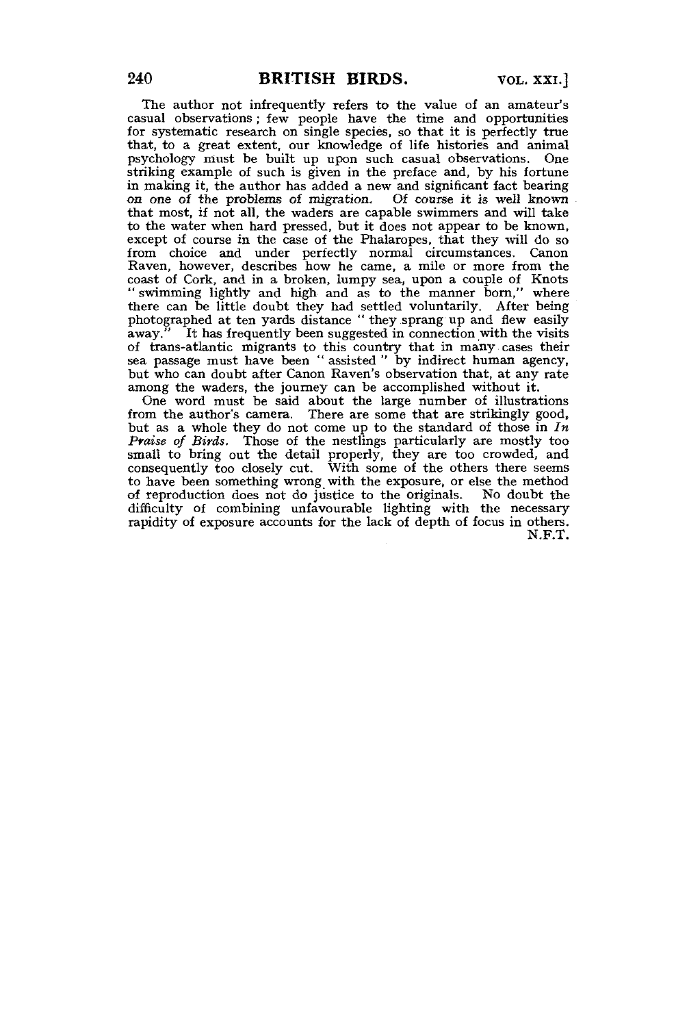The author not infrequently refers to the value of an amateur's casual observations; few people have the time and opportunities for systematic research on single species, so that it is perfectly true that, to a great extent, our knowledge of life histories and animal psychology must be built up upon such casual observations. One striking example of such is given in the preface and, by his fortune in making it, the author has added a new and significant fact bearing on one of the problems of migration. Of course it is well known that most, if not all, the waders are capable swimmers and will take to the water when hard pressed, but it does not appear to be known, except of course in the case of the Phalaropes, that they will do so from choice and under perfectly normal circumstances. Canon Raven, however, describes how he came, a mile or more from the coast of Cork, and in a broken, lumpy sea, upon a couple of Knots "swimming lightly and high and as to the manner born," where there can be little doubt they had settled voluntarily. After being photographed at ten yards distance "they sprang up and flew easily away." It has frequently been suggested in connection with the visits of trans-atlantic migrants to this country that in many cases their sea passage must have been "assisted" by indirect human agency, but who can doubt after Canon Raven's observation that, at any rate among the waders, the journey can be accomplished without it.

One word must be said about the large number of illustrations from the author's camera. There are some that are strikingly good, but as a whole they do not come up to the standard of those in *In Praise of Birds*. Those of the nestlings particularly are mostly too small to bring out the detail properly, they are too crowded, and consequently too closely cut. With some of the others there seems to have been something wrong with the exposure, or else the method of reproduction does not do justice to the originals. No doubt the difficulty of combining unfavourable lighting with the necessary rapidity of exposure accounts for the lack of depth of focus in others.

N.F.T.